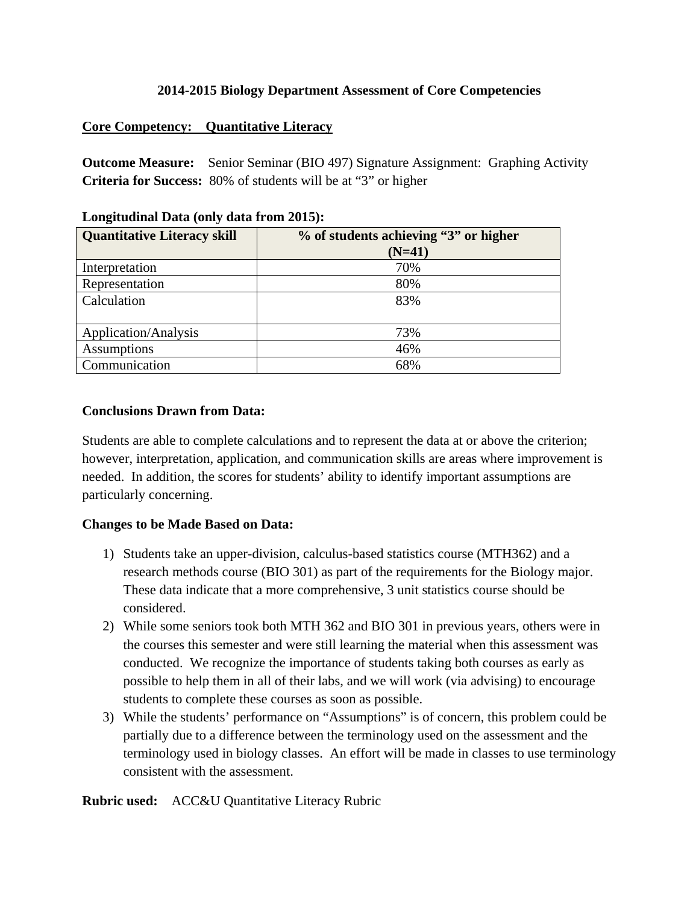# 2014-2015 Biology Department Assessment of Core Competencies

**Core Competency: Quantitative Literacy**

**Outcome Measure:** Senior Seminar (BIO 497) Signature Assignment: Graphing Activity
**Criteria for Success:** 80% of students will be at "3" or higher

**Longitudinal Data (only data from 2015):**

| Quantitative Literacy skill | % of students achieving "3" or higher (N=41) |
|---|---|
| Interpretation | 70% |
| Representation | 80% |
| Calculation | 83% |
| Application/Analysis | 73% |
| Assumptions | 46% |
| Communication | 68% |

**Conclusions Drawn from Data:**

Students are able to complete calculations and to represent the data at or above the criterion; however, interpretation, application, and communication skills are areas where improvement is needed. In addition, the scores for students' ability to identify important assumptions are particularly concerning.

**Changes to be Made Based on Data:**

1) Students take an upper-division, calculus-based statistics course (MTH362) and a research methods course (BIO 301) as part of the requirements for the Biology major. These data indicate that a more comprehensive, 3 unit statistics course should be considered.
2) While some seniors took both MTH 362 and BIO 301 in previous years, others were in the courses this semester and were still learning the material when this assessment was conducted. We recognize the importance of students taking both courses as early as possible to help them in all of their labs, and we will work (via advising) to encourage students to complete these courses as soon as possible.
3) While the students' performance on "Assumptions" is of concern, this problem could be partially due to a difference between the terminology used on the assessment and the terminology used in biology classes. An effort will be made in classes to use terminology consistent with the assessment.

**Rubric used:** ACC&U Quantitative Literacy Rubric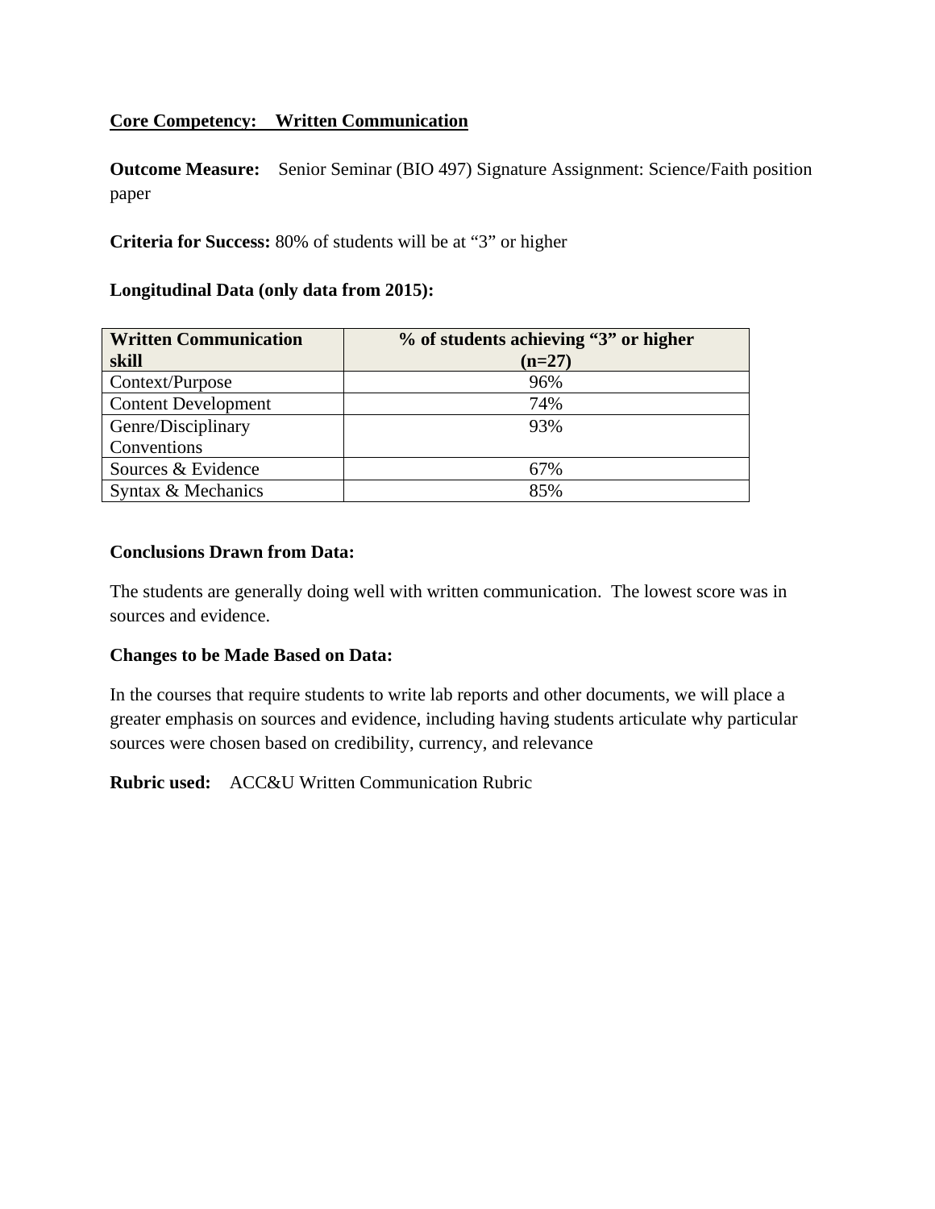**Core Competency: Written Communication**

**Outcome Measure:** Senior Seminar (BIO 497) Signature Assignment: Science/Faith position paper

**Criteria for Success:** 80% of students will be at "3" or higher

**Longitudinal Data (only data from 2015):**

| Written Communication skill | % of students achieving "3" or higher (n=27) |
|---|---|
| Context/Purpose | 96% |
| Content Development | 74% |
| Genre/Disciplinary Conventions | 93% |
| Sources & Evidence | 67% |
| Syntax & Mechanics | 85% |

**Conclusions Drawn from Data:**

The students are generally doing well with written communication. The lowest score was in sources and evidence.

**Changes to be Made Based on Data:**

In the courses that require students to write lab reports and other documents, we will place a greater emphasis on sources and evidence, including having students articulate why particular sources were chosen based on credibility, currency, and relevance

**Rubric used:** ACC&U Written Communication Rubric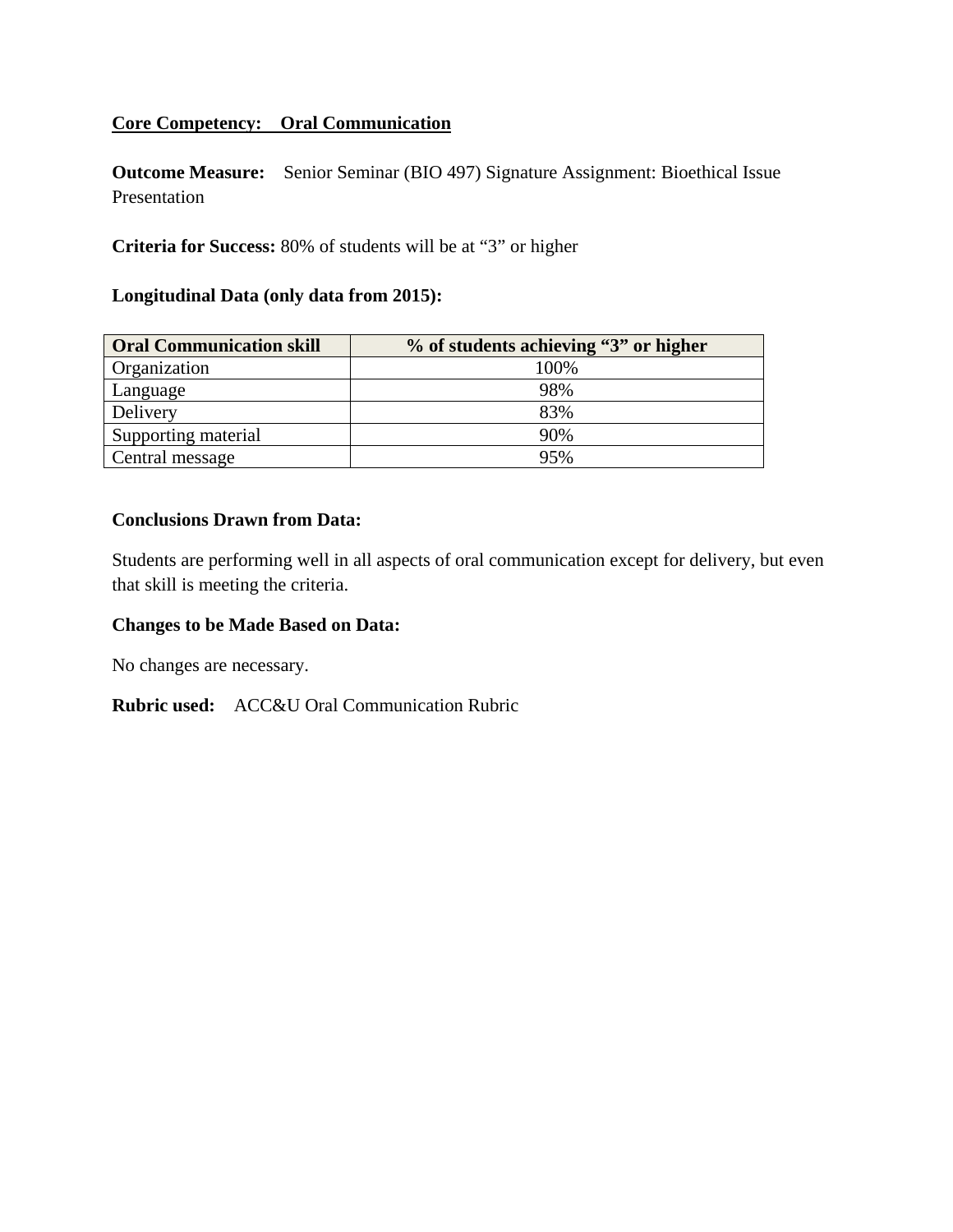**Core Competency: Oral Communication**

**Outcome Measure:** Senior Seminar (BIO 497) Signature Assignment: Bioethical Issue Presentation

**Criteria for Success:** 80% of students will be at "3" or higher

**Longitudinal Data (only data from 2015):**

| Oral Communication skill | % of students achieving "3" or higher |
|---|---|
| Organization | 100% |
| Language | 98% |
| Delivery | 83% |
| Supporting material | 90% |
| Central message | 95% |

**Conclusions Drawn from Data:**

Students are performing well in all aspects of oral communication except for delivery, but even that skill is meeting the criteria.

**Changes to be Made Based on Data:**

No changes are necessary.

**Rubric used:** ACC&U Oral Communication Rubric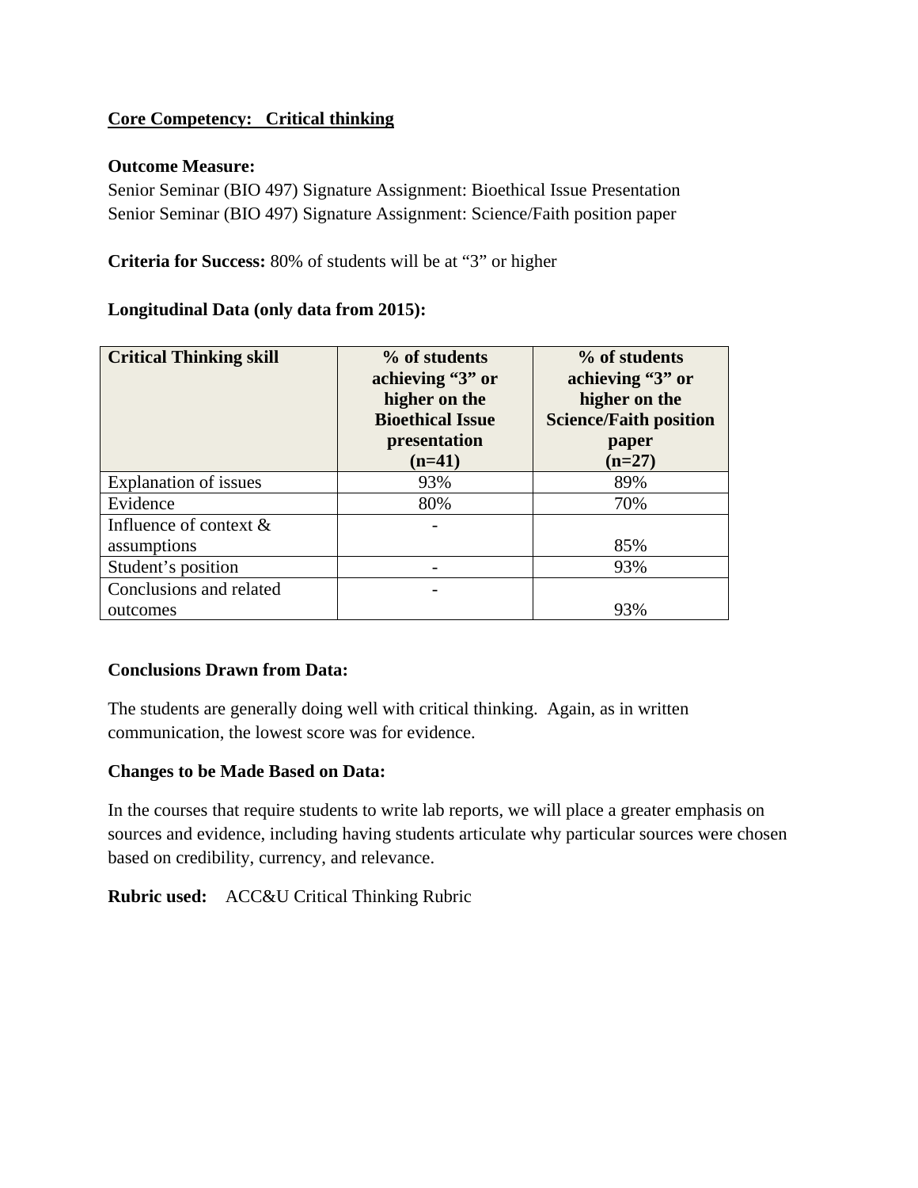**Core Competency: Critical thinking**

**Outcome Measure:**

Senior Seminar (BIO 497) Signature Assignment: Bioethical Issue Presentation
Senior Seminar (BIO 497) Signature Assignment: Science/Faith position paper

**Criteria for Success:** 80% of students will be at "3" or higher

**Longitudinal Data (only data from 2015):**

| Critical Thinking skill | % of students achieving "3" or higher on the Bioethical Issue presentation (n=41) | % of students achieving "3" or higher on the Science/Faith position paper (n=27) |
|---|---|---|
| Explanation of issues | 93% | 89% |
| Evidence | 80% | 70% |
| Influence of context & assumptions | - | 85% |
| Student's position | - | 93% |
| Conclusions and related outcomes | - | 93% |

**Conclusions Drawn from Data:**

The students are generally doing well with critical thinking. Again, as in written communication, the lowest score was for evidence.

**Changes to be Made Based on Data:**

In the courses that require students to write lab reports, we will place a greater emphasis on sources and evidence, including having students articulate why particular sources were chosen based on credibility, currency, and relevance.

**Rubric used:** ACC&U Critical Thinking Rubric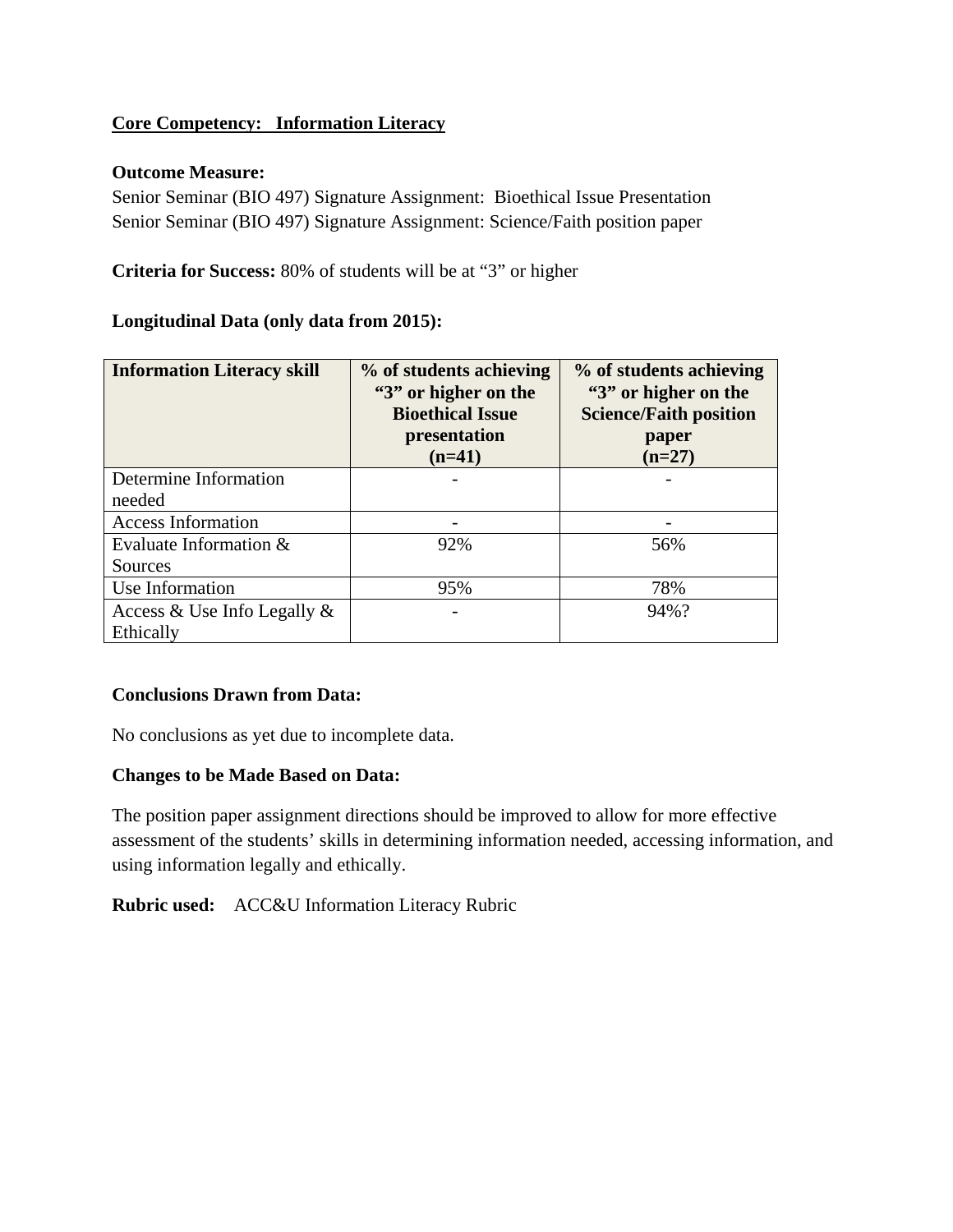**Core Competency: Information Literacy**

**Outcome Measure:**

Senior Seminar (BIO 497) Signature Assignment: Bioethical Issue Presentation
Senior Seminar (BIO 497) Signature Assignment: Science/Faith position paper

**Criteria for Success:** 80% of students will be at "3" or higher

**Longitudinal Data (only data from 2015):**

| Information Literacy skill | % of students achieving "3" or higher on the Bioethical Issue presentation (n=41) | % of students achieving "3" or higher on the Science/Faith position paper (n=27) |
|---|---|---|
| Determine Information needed | - | - |
| Access Information | - | - |
| Evaluate Information & Sources | 92% | 56% |
| Use Information | 95% | 78% |
| Access & Use Info Legally & Ethically | - | 94%? |

**Conclusions Drawn from Data:**

No conclusions as yet due to incomplete data.

**Changes to be Made Based on Data:**

The position paper assignment directions should be improved to allow for more effective assessment of the students' skills in determining information needed, accessing information, and using information legally and ethically.

**Rubric used:** ACC&U Information Literacy Rubric